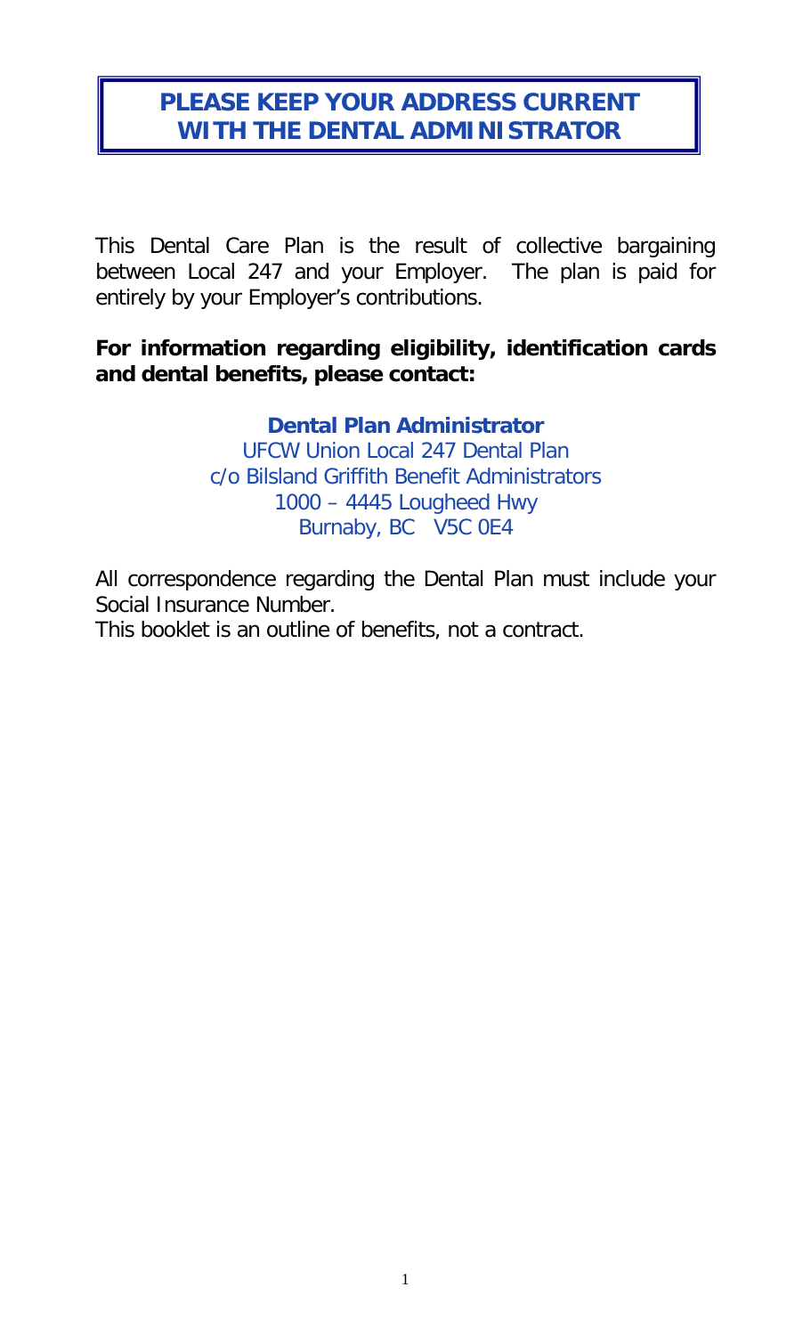**PLEASE KEEP YOUR ADDRESS CURRENT WITH THE DENTAL ADMINISTRATOR**

This Dental Care Plan is the result of collective bargaining between Local 247 and your Employer. The plan is paid for entirely by your Employer's contributions.

**For information regarding eligibility, identification cards and dental benefits, please contact:**

**Dental Plan Administrator**
UFCW Union Local 247 Dental Plan
c/o Bilsland Griffith Benefit Administrators
1000 – 4445 Lougheed Hwy
Burnaby, BC V5C 0E4

All correspondence regarding the Dental Plan must include your Social Insurance Number.
This booklet is an outline of benefits, not a contract.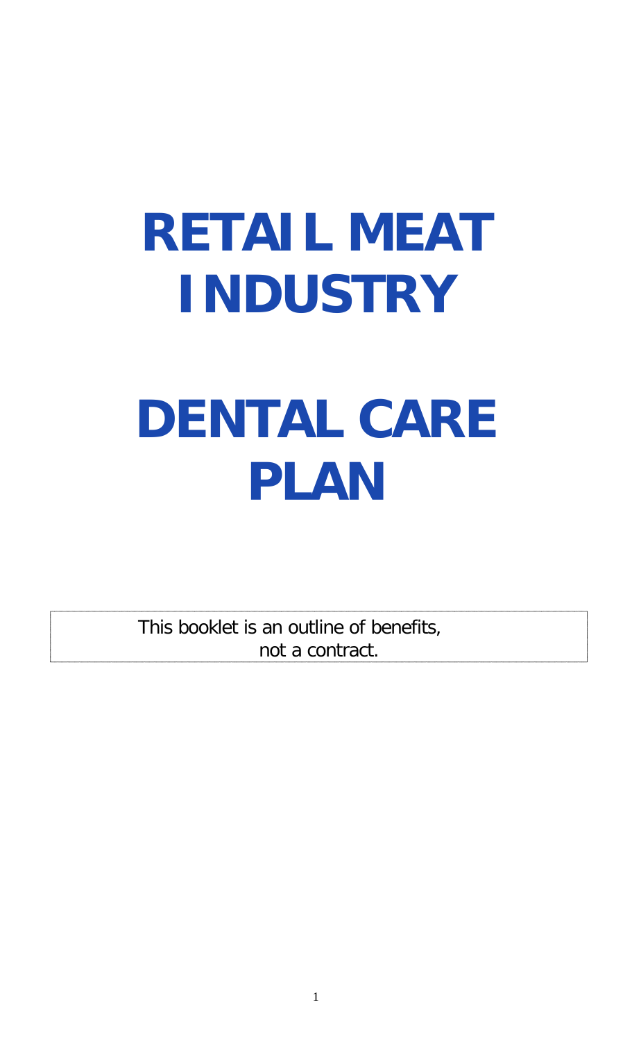# RETAIL MEAT INDUSTRY

# DENTAL CARE PLAN

This booklet is an outline of benefits,
not a contract.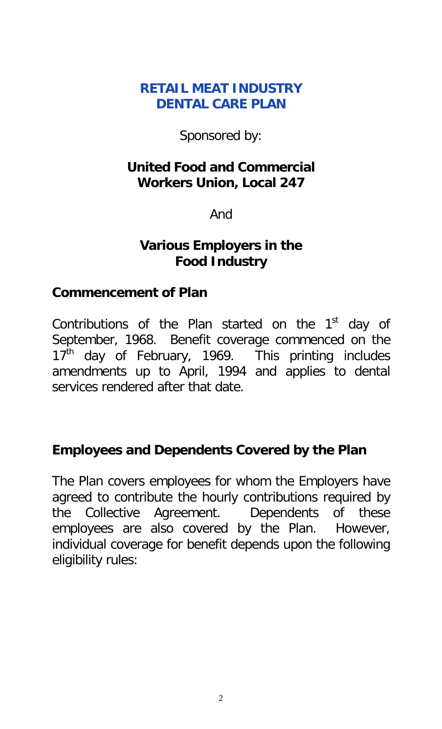# RETAIL MEAT INDUSTRY DENTAL CARE PLAN

Sponsored by:

**United Food and Commercial Workers Union, Local 247**

And

**Various Employers in the Food Industry**

## Commencement of Plan

Contributions of the Plan started on the 1st day of September, 1968. Benefit coverage commenced on the 17th day of February, 1969. This printing includes amendments up to April, 1994 and applies to dental services rendered after that date.

## Employees and Dependents Covered by the Plan

The Plan covers employees for whom the Employers have agreed to contribute the hourly contributions required by the Collective Agreement. Dependents of these employees are also covered by the Plan. However, individual coverage for benefit depends upon the following eligibility rules: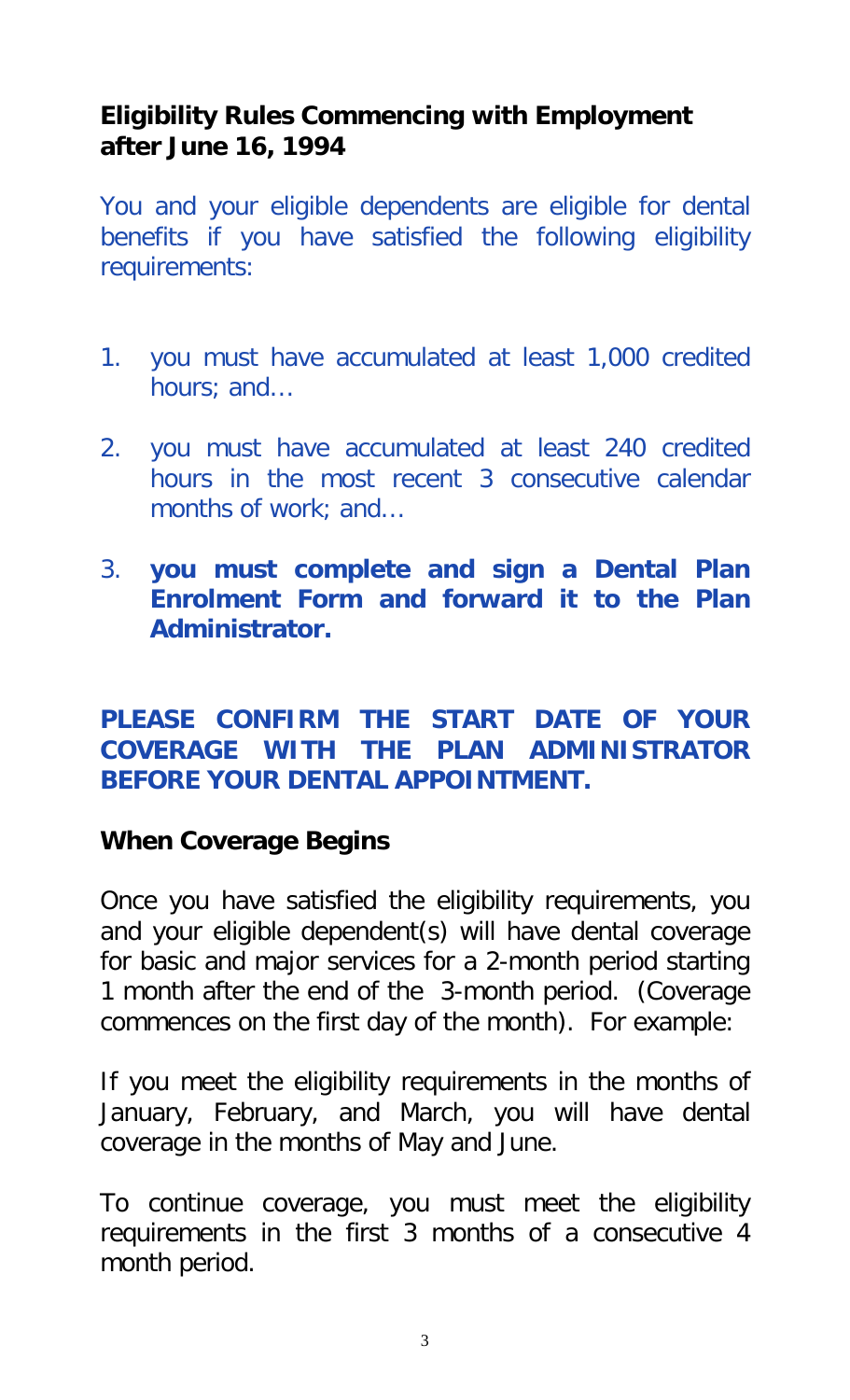**Eligibility Rules Commencing with Employment after June 16, 1994**

You and your eligible dependents are eligible for dental benefits if you have satisfied the following eligibility requirements:

1. you must have accumulated at least 1,000 credited hours; and…

2. you must have accumulated at least 240 credited hours in the most recent 3 consecutive calendar months of work; and…

3. **you must complete and sign a Dental Plan Enrolment Form and forward it to the Plan Administrator.**

**PLEASE CONFIRM THE START DATE OF YOUR COVERAGE WITH THE PLAN ADMINISTRATOR BEFORE YOUR DENTAL APPOINTMENT.**

**When Coverage Begins**

Once you have satisfied the eligibility requirements, you and your eligible dependent(s) will have dental coverage for basic and major services for a 2-month period starting 1 month after the end of the 3-month period. (Coverage commences on the first day of the month). For example:

If you meet the eligibility requirements in the months of January, February, and March, you will have dental coverage in the months of May and June.

To continue coverage, you must meet the eligibility requirements in the first 3 months of a consecutive 4 month period.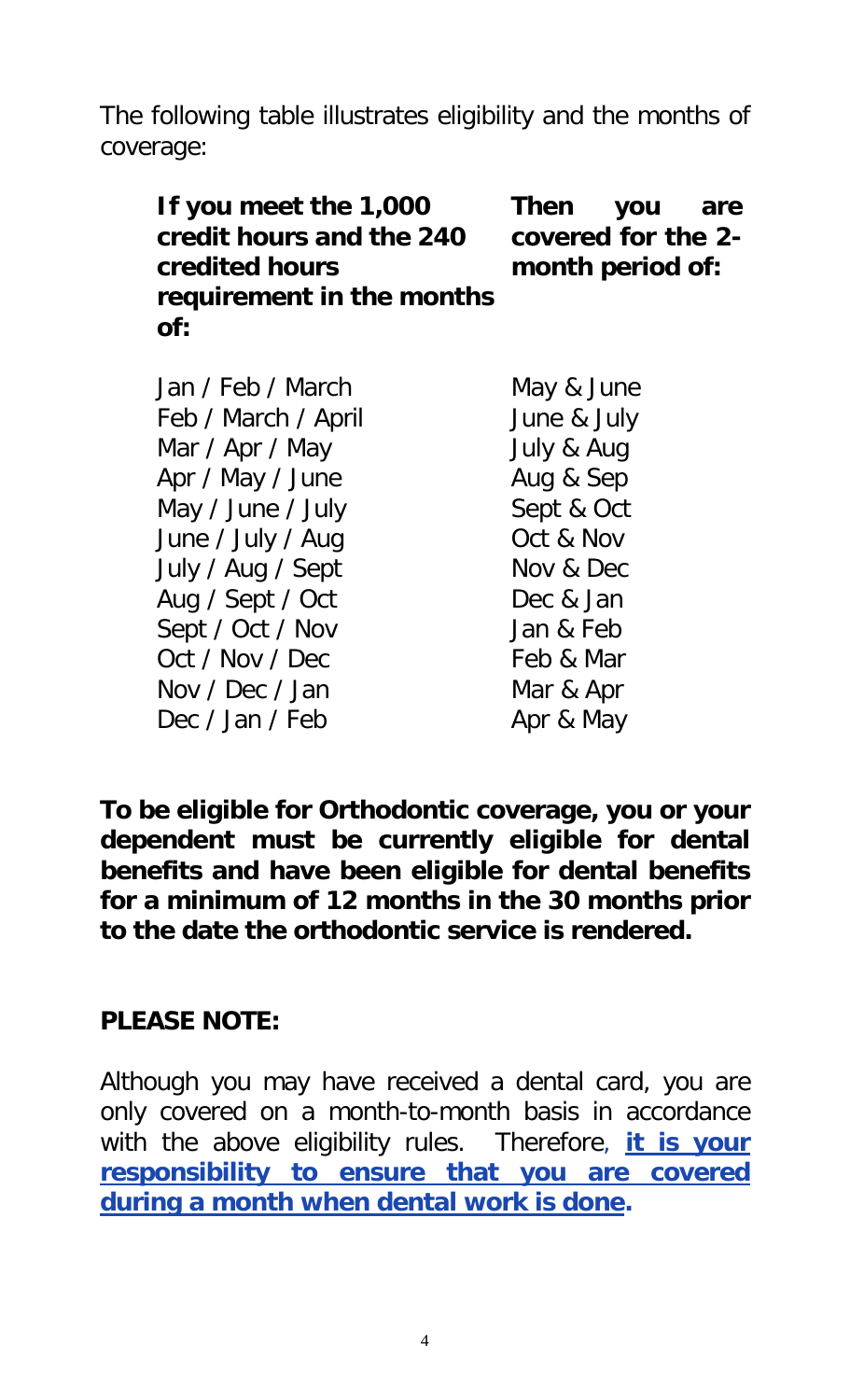The following table illustrates eligibility and the months of coverage:

| **If you meet the 1,000 credit hours and the 240 credited hours requirement in the months of:** | **Then you are covered for the 2-month period of:** |
| --- | --- |
| Jan / Feb / March | May & June |
| Feb / March / April | June & July |
| Mar / Apr / May | July & Aug |
| Apr / May / June | Aug & Sep |
| May / June / July | Sept & Oct |
| June / July / Aug | Oct & Nov |
| July / Aug / Sept | Nov & Dec |
| Aug / Sept / Oct | Dec & Jan |
| Sept / Oct / Nov | Jan & Feb |
| Oct / Nov / Dec | Feb & Mar |
| Nov / Dec / Jan | Mar & Apr |
| Dec / Jan / Feb | Apr & May |

**To be eligible for Orthodontic coverage, you or your dependent must be currently eligible for dental benefits and have been eligible for dental benefits for a minimum of 12 months in the 30 months prior to the date the orthodontic service is rendered.**

**PLEASE NOTE:**

Although you may have received a dental card, you are only covered on a month-to-month basis in accordance with the above eligibility rules. Therefore, **it is your responsibility to ensure that you are covered during a month when dental work is done.**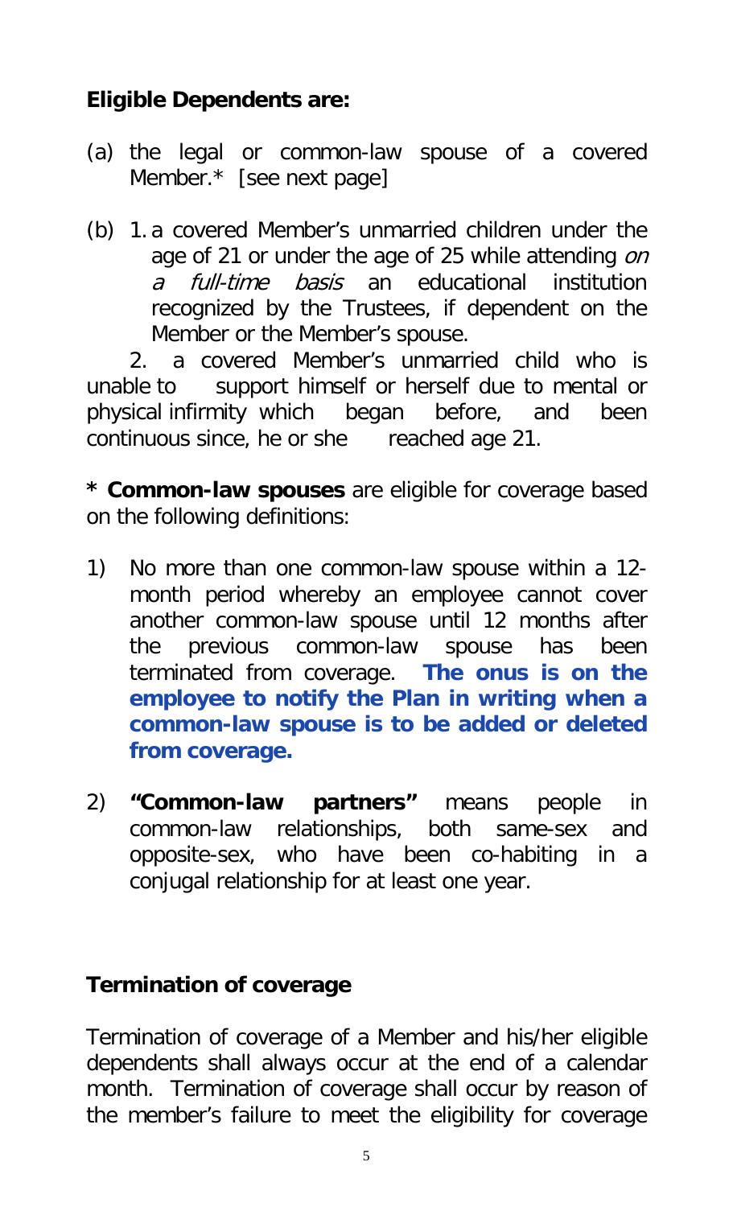**Eligible Dependents are:**

(a) the legal or common-law spouse of a covered Member.* [see next page]

(b) 1. a covered Member's unmarried children under the age of 21 or under the age of 25 while attending *on a full-time basis* an educational institution recognized by the Trustees, if dependent on the Member or the Member's spouse.

2. a covered Member's unmarried child who is unable to support himself or herself due to mental or physical infirmity which began before, and been continuous since, he or she reached age 21.

**\* Common-law spouses** are eligible for coverage based on the following definitions:

1) No more than one common-law spouse within a 12-month period whereby an employee cannot cover another common-law spouse until 12 months after the previous common-law spouse has been terminated from coverage. **The onus is on the employee to notify the Plan in writing when a common-law spouse is to be added or deleted from coverage.**

2) **"Common-law partners"** means people in common-law relationships, both same-sex and opposite-sex, who have been co-habiting in a conjugal relationship for at least one year.

## Termination of coverage

Termination of coverage of a Member and his/her eligible dependents shall always occur at the end of a calendar month. Termination of coverage shall occur by reason of the member's failure to meet the eligibility for coverage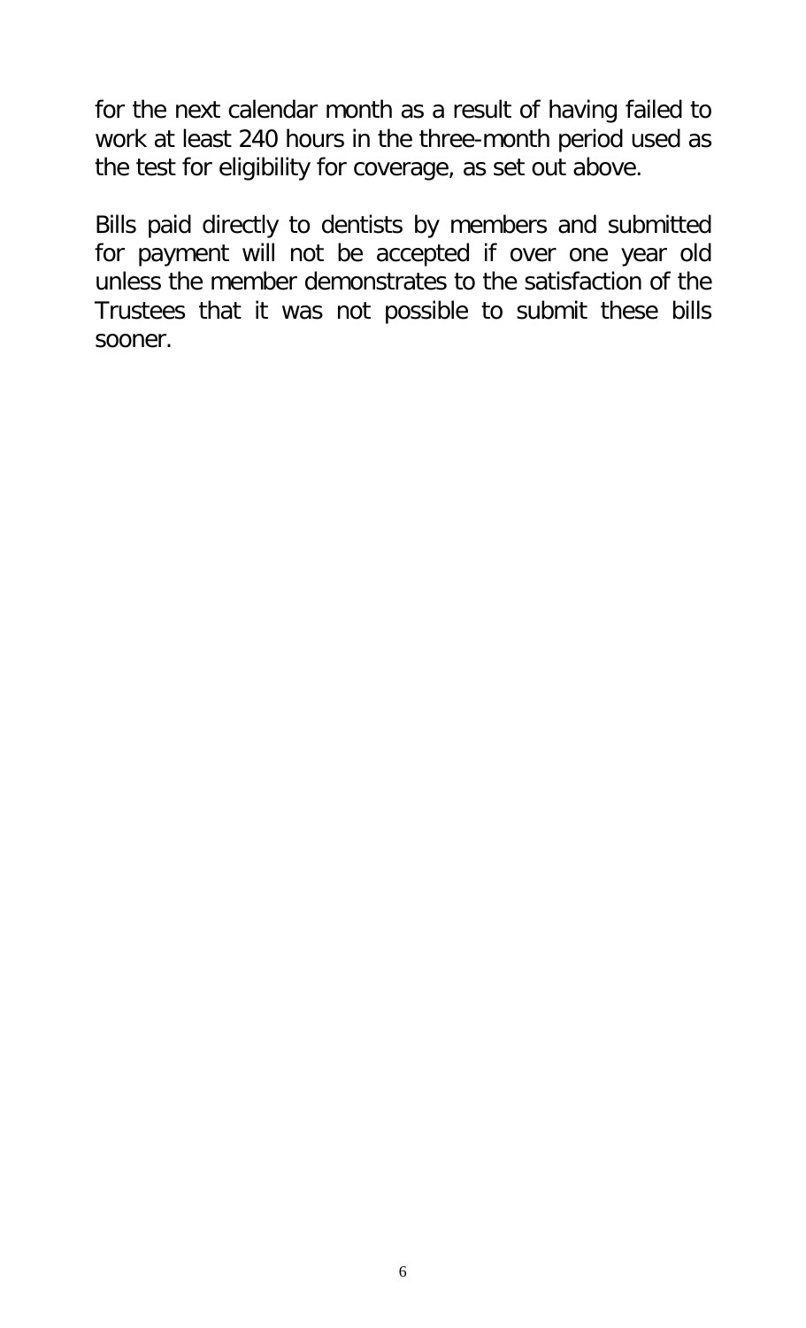for the next calendar month as a result of having failed to work at least 240 hours in the three-month period used as the test for eligibility for coverage, as set out above.

Bills paid directly to dentists by members and submitted for payment will not be accepted if over one year old unless the member demonstrates to the satisfaction of the Trustees that it was not possible to submit these bills sooner.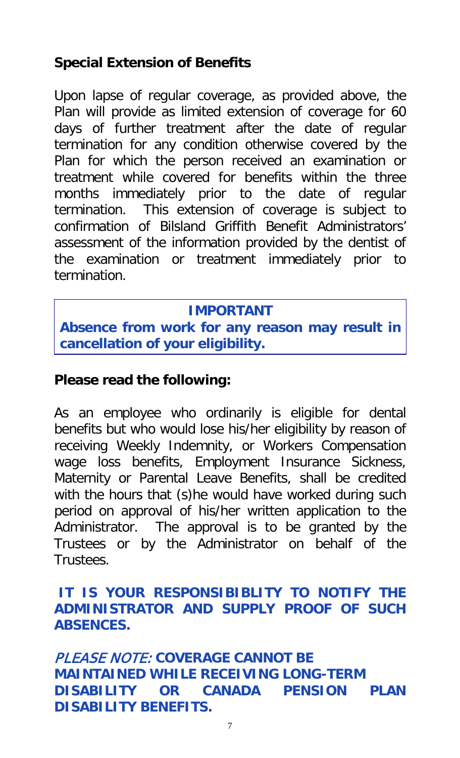## Special Extension of Benefits

Upon lapse of regular coverage, as provided above, the Plan will provide as limited extension of coverage for 60 days of further treatment after the date of regular termination for any condition otherwise covered by the Plan for which the person received an examination or treatment while covered for benefits within the three months immediately prior to the date of regular termination. This extension of coverage is subject to confirmation of Bilsland Griffith Benefit Administrators' assessment of the information provided by the dentist of the examination or treatment immediately prior to termination.

> **IMPORTANT**
>
> **Absence from work for any reason may result in cancellation of your eligibility.**

**Please read the following:**

As an employee who ordinarily is eligible for dental benefits but who would lose his/her eligibility by reason of receiving Weekly Indemnity, or Workers Compensation wage loss benefits, Employment Insurance Sickness, Maternity or Parental Leave Benefits, shall be credited with the hours that (s)he would have worked during such period on approval of his/her written application to the Administrator. The approval is to be granted by the Trustees or by the Administrator on behalf of the Trustees.

**IT IS YOUR RESPONSIBIBLITY TO NOTIFY THE ADMINISTRATOR AND SUPPLY PROOF OF SUCH ABSENCES.**

*PLEASE NOTE:* **COVERAGE CANNOT BE MAINTAINED WHILE RECEIVING LONG-TERM DISABILITY OR CANADA PENSION PLAN DISABILITY BENEFITS.**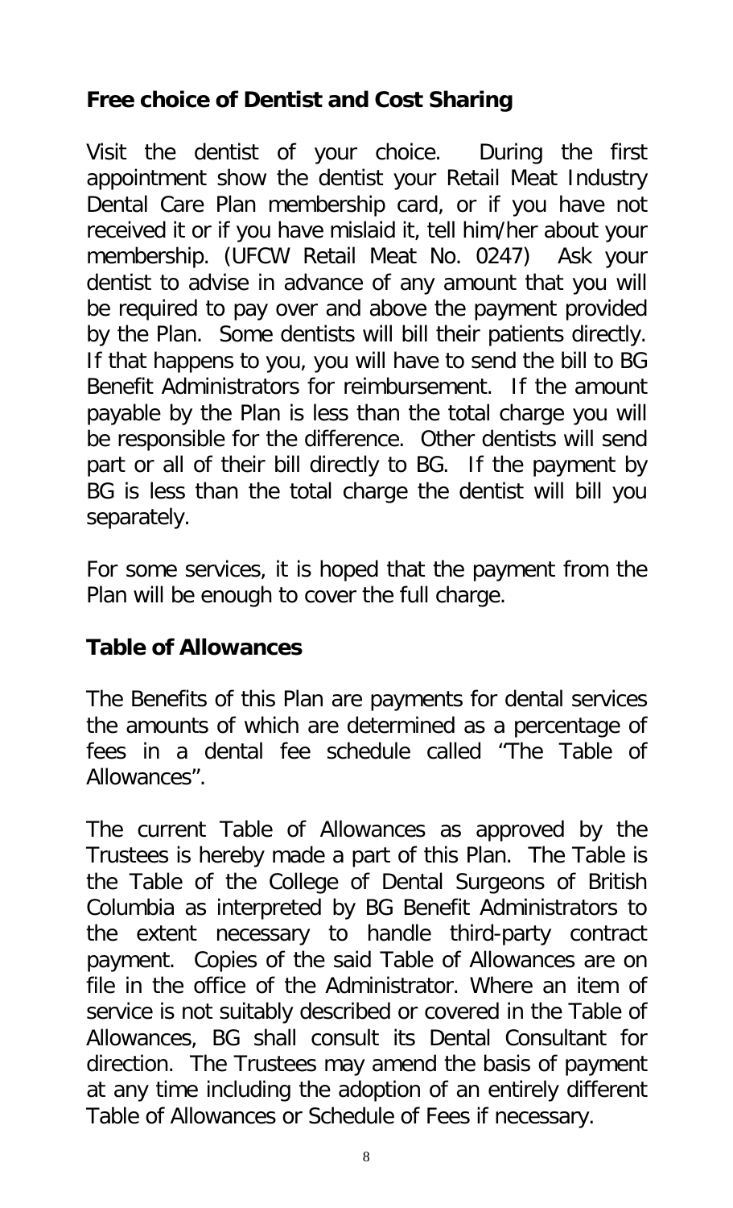## Free choice of Dentist and Cost Sharing

Visit the dentist of your choice. During the first appointment show the dentist your Retail Meat Industry Dental Care Plan membership card, or if you have not received it or if you have mislaid it, tell him/her about your membership. (UFCW Retail Meat No. 0247) Ask your dentist to advise in advance of any amount that you will be required to pay over and above the payment provided by the Plan. Some dentists will bill their patients directly. If that happens to you, you will have to send the bill to BG Benefit Administrators for reimbursement. If the amount payable by the Plan is less than the total charge you will be responsible for the difference. Other dentists will send part or all of their bill directly to BG. If the payment by BG is less than the total charge the dentist will bill you separately.

For some services, it is hoped that the payment from the Plan will be enough to cover the full charge.

## Table of Allowances

The Benefits of this Plan are payments for dental services the amounts of which are determined as a percentage of fees in a dental fee schedule called "The Table of Allowances".

The current Table of Allowances as approved by the Trustees is hereby made a part of this Plan. The Table is the Table of the College of Dental Surgeons of British Columbia as interpreted by BG Benefit Administrators to the extent necessary to handle third-party contract payment. Copies of the said Table of Allowances are on file in the office of the Administrator. Where an item of service is not suitably described or covered in the Table of Allowances, BG shall consult its Dental Consultant for direction. The Trustees may amend the basis of payment at any time including the adoption of an entirely different Table of Allowances or Schedule of Fees if necessary.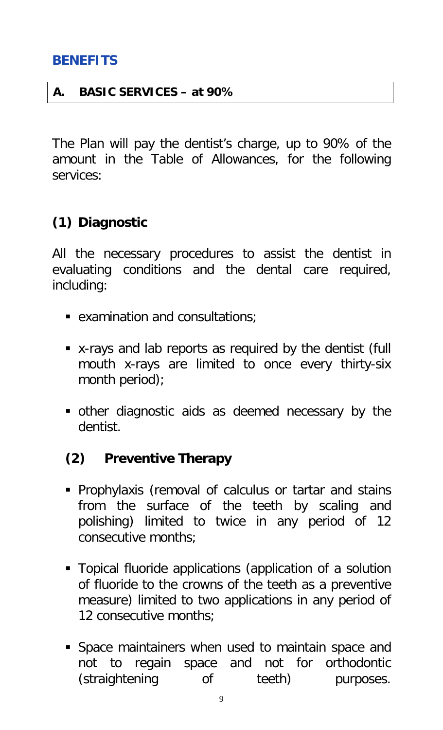## BENEFITS

**A. BASIC SERVICES – at 90%**

The Plan will pay the dentist's charge, up to 90% of the amount in the Table of Allowances, for the following services:

### (1) Diagnostic

All the necessary procedures to assist the dentist in evaluating conditions and the dental care required, including:

- examination and consultations;
- x-rays and lab reports as required by the dentist (full mouth x-rays are limited to once every thirty-six month period);
- other diagnostic aids as deemed necessary by the dentist.

### (2) Preventive Therapy

- Prophylaxis (removal of calculus or tartar and stains from the surface of the teeth by scaling and polishing) limited to twice in any period of 12 consecutive months;
- Topical fluoride applications (application of a solution of fluoride to the crowns of the teeth as a preventive measure) limited to two applications in any period of 12 consecutive months;
- Space maintainers when used to maintain space and not to regain space and not for orthodontic (straightening of teeth) purposes.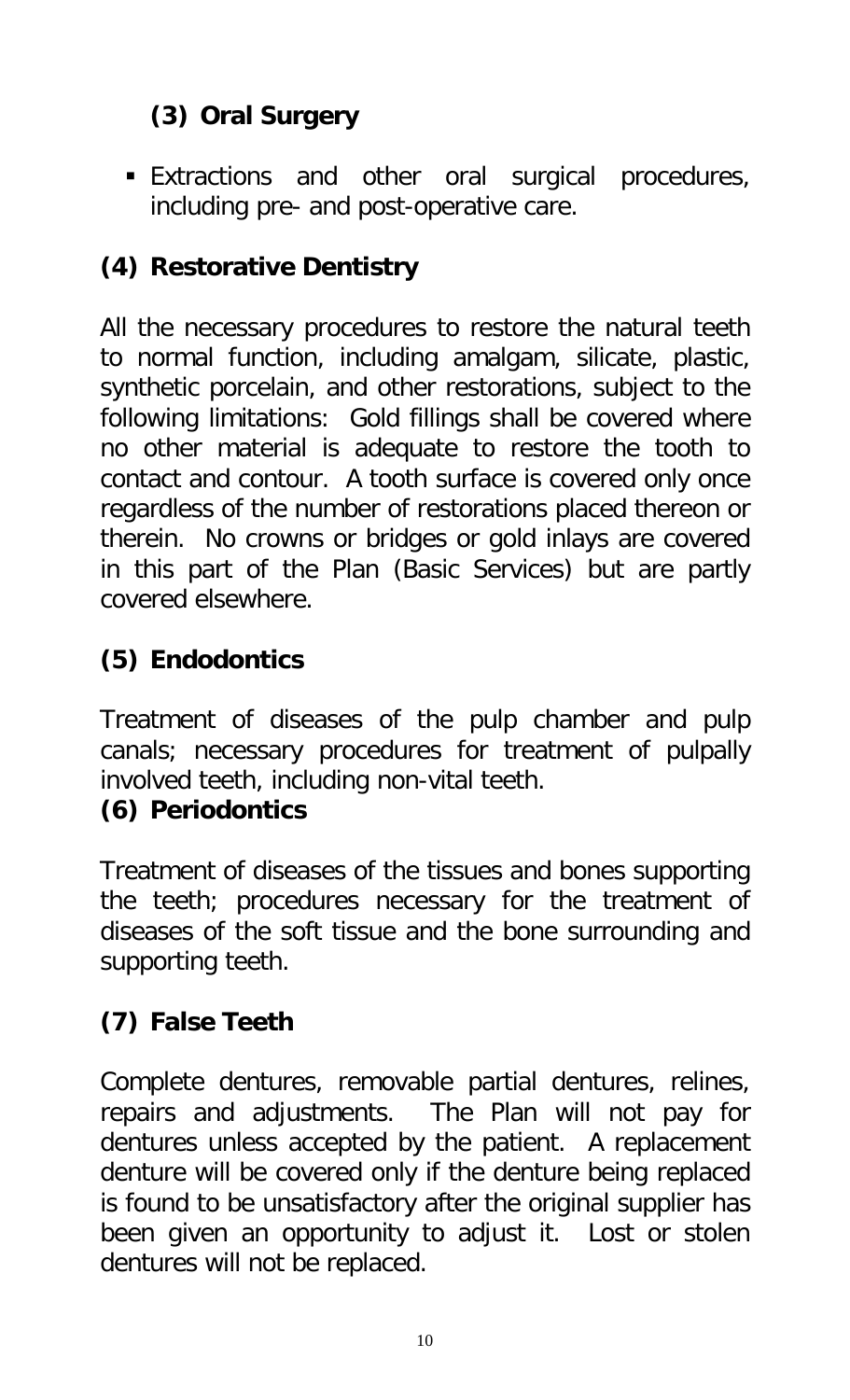### (3) Oral Surgery

- Extractions and other oral surgical procedures, including pre- and post-operative care.

### (4) Restorative Dentistry

All the necessary procedures to restore the natural teeth to normal function, including amalgam, silicate, plastic, synthetic porcelain, and other restorations, subject to the following limitations: Gold fillings shall be covered where no other material is adequate to restore the tooth to contact and contour. A tooth surface is covered only once regardless of the number of restorations placed thereon or therein. No crowns or bridges or gold inlays are covered in this part of the Plan (Basic Services) but are partly covered elsewhere.

### (5) Endodontics

Treatment of diseases of the pulp chamber and pulp canals; necessary procedures for treatment of pulpally involved teeth, including non-vital teeth.

### (6) Periodontics

Treatment of diseases of the tissues and bones supporting the teeth; procedures necessary for the treatment of diseases of the soft tissue and the bone surrounding and supporting teeth.

### (7) False Teeth

Complete dentures, removable partial dentures, relines, repairs and adjustments. The Plan will not pay for dentures unless accepted by the patient. A replacement denture will be covered only if the denture being replaced is found to be unsatisfactory after the original supplier has been given an opportunity to adjust it. Lost or stolen dentures will not be replaced.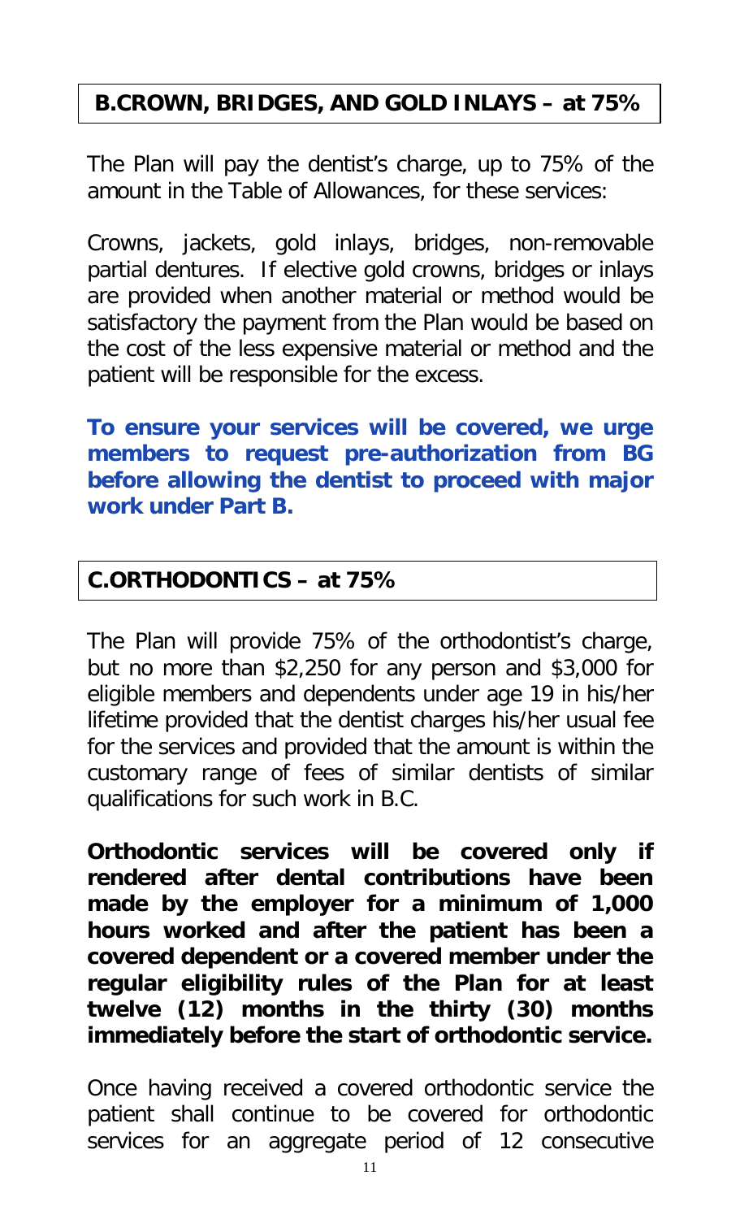## B.CROWN, BRIDGES, AND GOLD INLAYS – at 75%

The Plan will pay the dentist's charge, up to 75% of the amount in the Table of Allowances, for these services:

Crowns, jackets, gold inlays, bridges, non-removable partial dentures. If elective gold crowns, bridges or inlays are provided when another material or method would be satisfactory the payment from the Plan would be based on the cost of the less expensive material or method and the patient will be responsible for the excess.

**To ensure your services will be covered, we urge members to request pre-authorization from BG before allowing the dentist to proceed with major work under Part B.**

## C.ORTHODONTICS – at 75%

The Plan will provide 75% of the orthodontist's charge, but no more than $2,250 for any person and $3,000 for eligible members and dependents under age 19 in his/her lifetime provided that the dentist charges his/her usual fee for the services and provided that the amount is within the customary range of fees of similar dentists of similar qualifications for such work in B.C.

**Orthodontic services will be covered only if rendered after dental contributions have been made by the employer for a minimum of 1,000 hours worked and after the patient has been a covered dependent or a covered member under the regular eligibility rules of the Plan for at least twelve (12) months in the thirty (30) months immediately before the start of orthodontic service.**

Once having received a covered orthodontic service the patient shall continue to be covered for orthodontic services for an aggregate period of 12 consecutive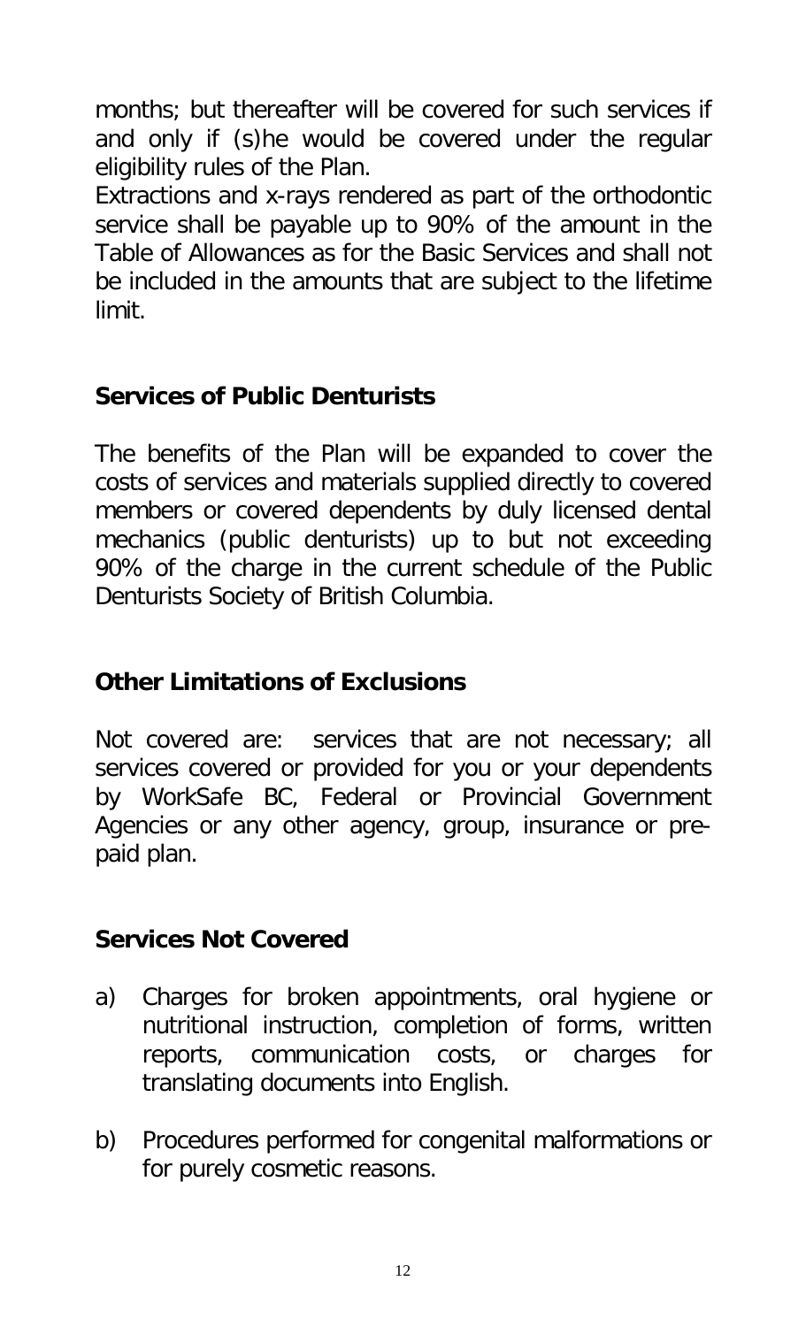months; but thereafter will be covered for such services if and only if (s)he would be covered under the regular eligibility rules of the Plan.

Extractions and x-rays rendered as part of the orthodontic service shall be payable up to 90% of the amount in the Table of Allowances as for the Basic Services and shall not be included in the amounts that are subject to the lifetime limit.

## Services of Public Denturists

The benefits of the Plan will be expanded to cover the costs of services and materials supplied directly to covered members or covered dependents by duly licensed dental mechanics (public denturists) up to but not exceeding 90% of the charge in the current schedule of the Public Denturists Society of British Columbia.

## Other Limitations of Exclusions

Not covered are: services that are not necessary; all services covered or provided for you or your dependents by WorkSafe BC, Federal or Provincial Government Agencies or any other agency, group, insurance or pre-paid plan.

## Services Not Covered

a) Charges for broken appointments, oral hygiene or nutritional instruction, completion of forms, written reports, communication costs, or charges for translating documents into English.

b) Procedures performed for congenital malformations or for purely cosmetic reasons.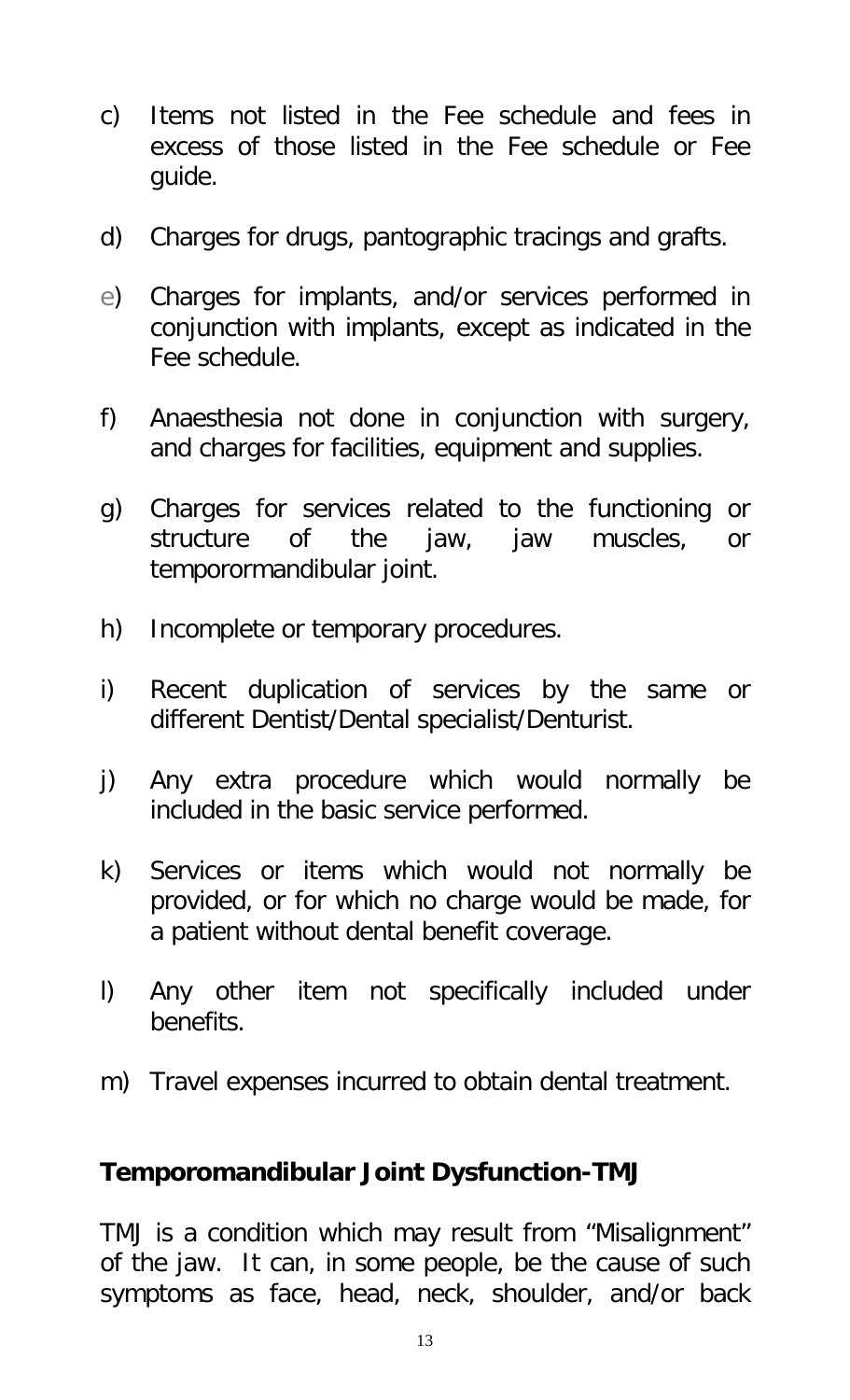c) Items not listed in the Fee schedule and fees in excess of those listed in the Fee schedule or Fee guide.

d) Charges for drugs, pantographic tracings and grafts.

e) Charges for implants, and/or services performed in conjunction with implants, except as indicated in the Fee schedule.

f) Anaesthesia not done in conjunction with surgery, and charges for facilities, equipment and supplies.

g) Charges for services related to the functioning or structure of the jaw, jaw muscles, or temporormandibular joint.

h) Incomplete or temporary procedures.

i) Recent duplication of services by the same or different Dentist/Dental specialist/Denturist.

j) Any extra procedure which would normally be included in the basic service performed.

k) Services or items which would not normally be provided, or for which no charge would be made, for a patient without dental benefit coverage.

l) Any other item not specifically included under benefits.

m) Travel expenses incurred to obtain dental treatment.

**Temporomandibular Joint Dysfunction-TMJ**

TMJ is a condition which may result from "Misalignment" of the jaw. It can, in some people, be the cause of such symptoms as face, head, neck, shoulder, and/or back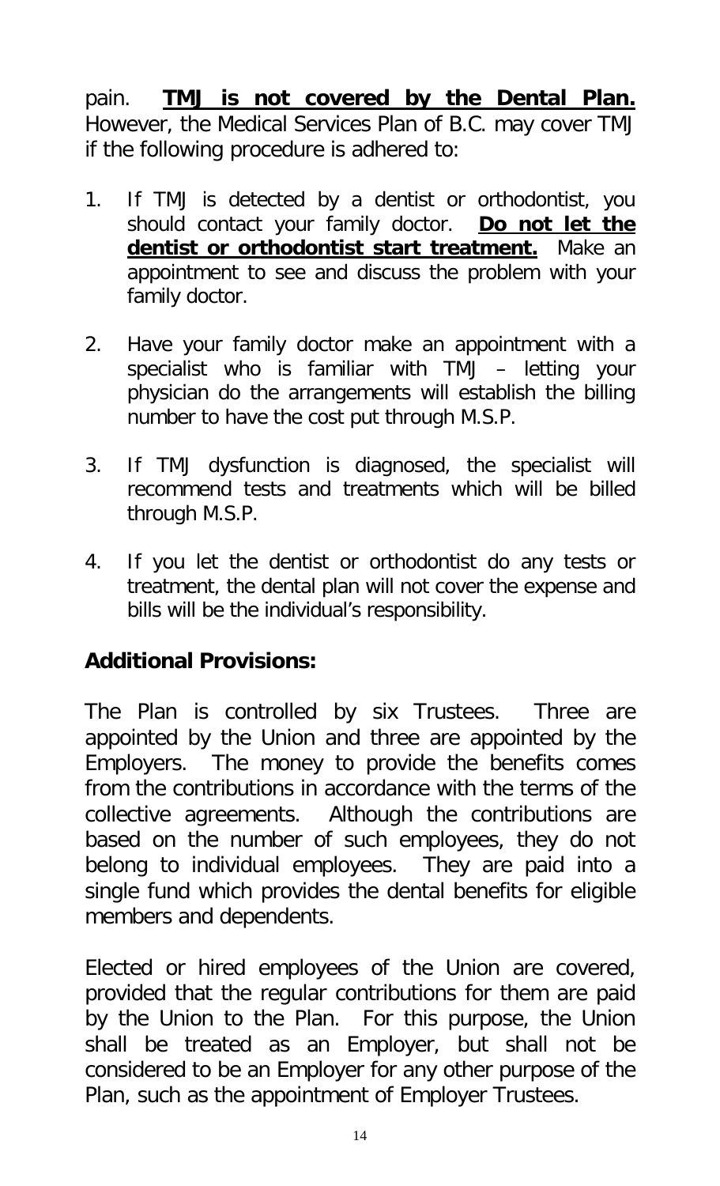pain. **TMJ is not covered by the Dental Plan.** However, the Medical Services Plan of B.C. may cover TMJ if the following procedure is adhered to:

1. If TMJ is detected by a dentist or orthodontist, you should contact your family doctor. **Do not let the dentist or orthodontist start treatment.** Make an appointment to see and discuss the problem with your family doctor.

2. Have your family doctor make an appointment with a specialist who is familiar with TMJ – letting your physician do the arrangements will establish the billing number to have the cost put through M.S.P.

3. If TMJ dysfunction is diagnosed, the specialist will recommend tests and treatments which will be billed through M.S.P.

4. If you let the dentist or orthodontist do any tests or treatment, the dental plan will not cover the expense and bills will be the individual's responsibility.

**Additional Provisions:**

The Plan is controlled by six Trustees. Three are appointed by the Union and three are appointed by the Employers. The money to provide the benefits comes from the contributions in accordance with the terms of the collective agreements. Although the contributions are based on the number of such employees, they do not belong to individual employees. They are paid into a single fund which provides the dental benefits for eligible members and dependents.

Elected or hired employees of the Union are covered, provided that the regular contributions for them are paid by the Union to the Plan. For this purpose, the Union shall be treated as an Employer, but shall not be considered to be an Employer for any other purpose of the Plan, such as the appointment of Employer Trustees.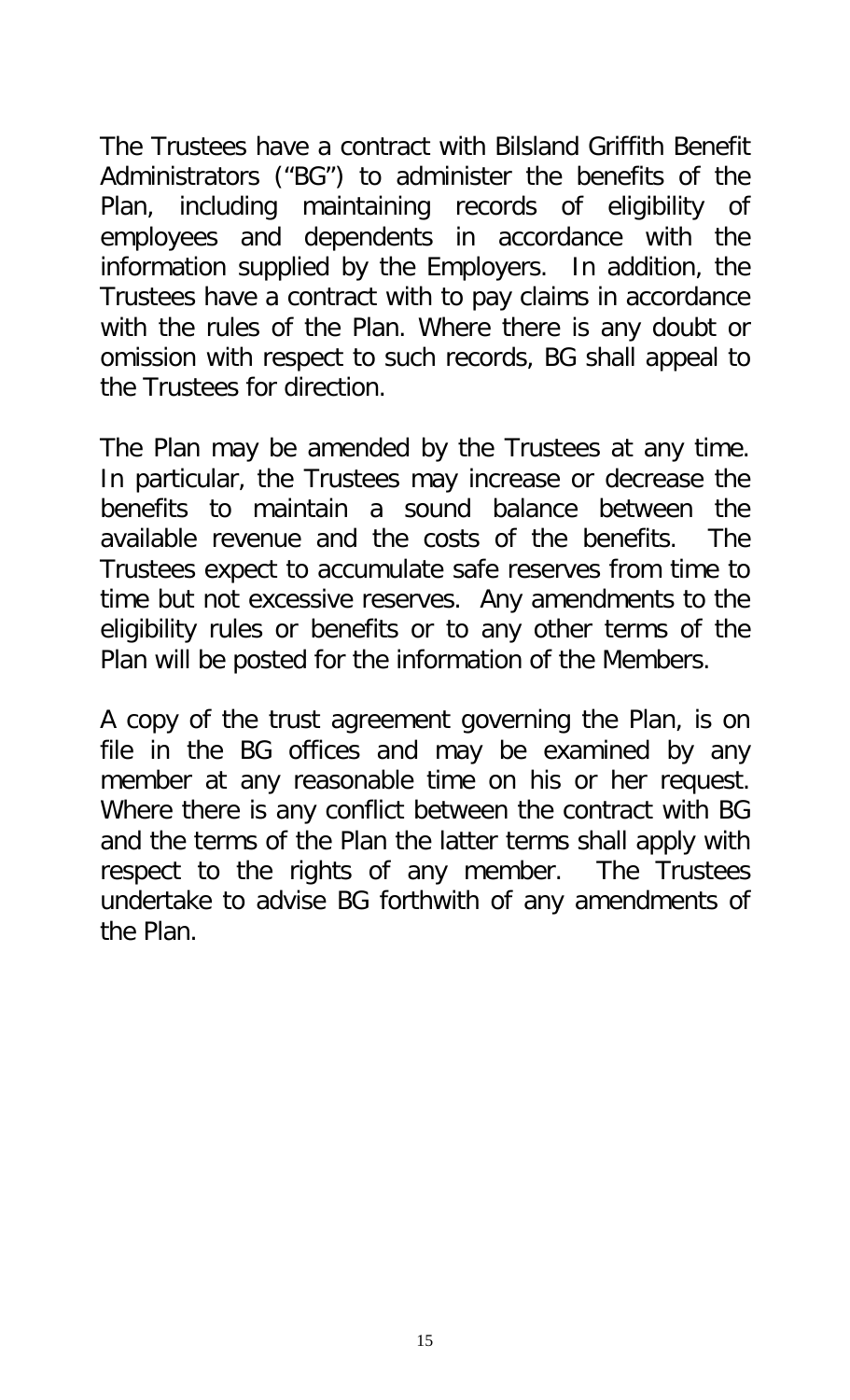The Trustees have a contract with Bilsland Griffith Benefit Administrators ("BG") to administer the benefits of the Plan, including maintaining records of eligibility of employees and dependents in accordance with the information supplied by the Employers. In addition, the Trustees have a contract with to pay claims in accordance with the rules of the Plan. Where there is any doubt or omission with respect to such records, BG shall appeal to the Trustees for direction.

The Plan may be amended by the Trustees at any time. In particular, the Trustees may increase or decrease the benefits to maintain a sound balance between the available revenue and the costs of the benefits. The Trustees expect to accumulate safe reserves from time to time but not excessive reserves. Any amendments to the eligibility rules or benefits or to any other terms of the Plan will be posted for the information of the Members.

A copy of the trust agreement governing the Plan, is on file in the BG offices and may be examined by any member at any reasonable time on his or her request. Where there is any conflict between the contract with BG and the terms of the Plan the latter terms shall apply with respect to the rights of any member. The Trustees undertake to advise BG forthwith of any amendments of the Plan.